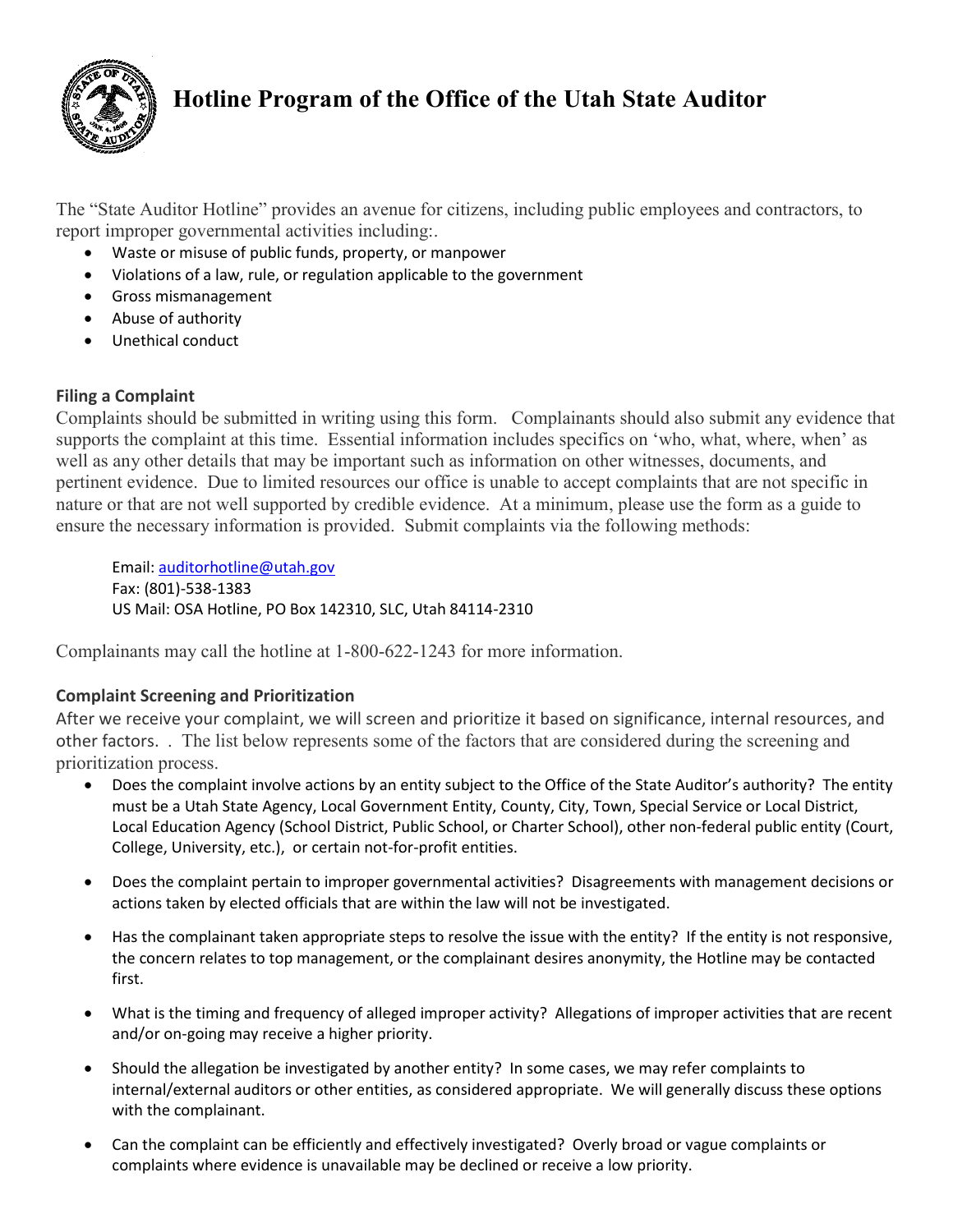# Hotline Program of the Office of the Utah State Auditor

The "State Auditor Hotline" provides an avenue for citizens, including public employees and contractors, to report improper governmental activities including:.

- Waste or misuse of public funds, property, or manpower
- Violations of a law, rule, or regulation applicable to the government
- Gross mismanagement
- Abuse of authority
- Unethical conduct

## Filing a Complaint

Complaints should be submitted in writing using this form. Complainants should also submit any evidence that supports the complaint at this time. Essential information includes specifics on 'who, what, where, when' as well as any other details that may be important such as information on other witnesses, documents, and pertinent evidence. Due to limited resources our office is unable to accept complaints that are not specific in nature or that are not well supported by credible evidence. At a minimum, please use the form as a guide to ensure the necessary information is provided. Submit complaints via the following methods:

Email: auditorhotline@utah.gov
Fax: (801)-538-1383
US Mail: OSA Hotline, PO Box 142310, SLC, Utah 84114-2310

Complainants may call the hotline at 1-800-622-1243 for more information.

## Complaint Screening and Prioritization

After we receive your complaint, we will screen and prioritize it based on significance, internal resources, and other factors. . The list below represents some of the factors that are considered during the screening and prioritization process.

- Does the complaint involve actions by an entity subject to the Office of the State Auditor's authority? The entity must be a Utah State Agency, Local Government Entity, County, City, Town, Special Service or Local District, Local Education Agency (School District, Public School, or Charter School), other non-federal public entity (Court, College, University, etc.), or certain not-for-profit entities.

- Does the complaint pertain to improper governmental activities? Disagreements with management decisions or actions taken by elected officials that are within the law will not be investigated.

- Has the complainant taken appropriate steps to resolve the issue with the entity? If the entity is not responsive, the concern relates to top management, or the complainant desires anonymity, the Hotline may be contacted first.

- What is the timing and frequency of alleged improper activity? Allegations of improper activities that are recent and/or on-going may receive a higher priority.

- Should the allegation be investigated by another entity? In some cases, we may refer complaints to internal/external auditors or other entities, as considered appropriate. We will generally discuss these options with the complainant.

- Can the complaint can be efficiently and effectively investigated? Overly broad or vague complaints or complaints where evidence is unavailable may be declined or receive a low priority.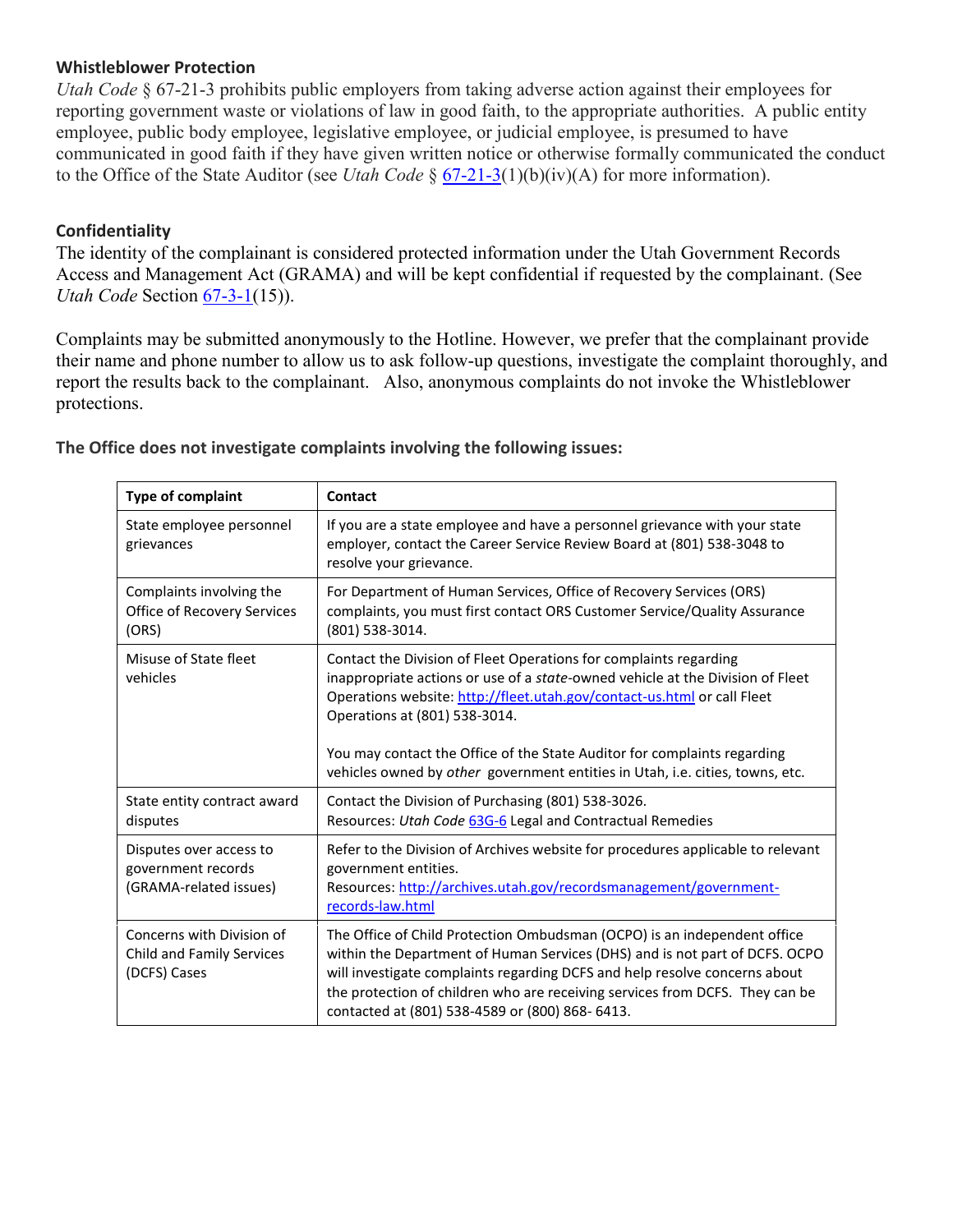## Whistleblower Protection

*Utah Code* § 67-21-3 prohibits public employers from taking adverse action against their employees for reporting government waste or violations of law in good faith, to the appropriate authorities. A public entity employee, public body employee, legislative employee, or judicial employee, is presumed to have communicated in good faith if they have given written notice or otherwise formally communicated the conduct to the Office of the State Auditor (see *Utah Code* § 67-21-3(1)(b)(iv)(A) for more information).

## Confidentiality

The identity of the complainant is considered protected information under the Utah Government Records Access and Management Act (GRAMA) and will be kept confidential if requested by the complainant. (See *Utah Code* Section 67-3-1(15)).

Complaints may be submitted anonymously to the Hotline. However, we prefer that the complainant provide their name and phone number to allow us to ask follow-up questions, investigate the complaint thoroughly, and report the results back to the complainant. Also, anonymous complaints do not invoke the Whistleblower protections.

**The Office does not investigate complaints involving the following issues:**

| Type of complaint | Contact |
|---|---|
| State employee personnel grievances | If you are a state employee and have a personnel grievance with your state employer, contact the Career Service Review Board at (801) 538-3048 to resolve your grievance. |
| Complaints involving the Office of Recovery Services (ORS) | For Department of Human Services, Office of Recovery Services (ORS) complaints, you must first contact ORS Customer Service/Quality Assurance (801) 538-3014. |
| Misuse of State fleet vehicles | Contact the Division of Fleet Operations for complaints regarding inappropriate actions or use of a *state*-owned vehicle at the Division of Fleet Operations website: http://fleet.utah.gov/contact-us.html or call Fleet Operations at (801) 538-3014.<br><br>You may contact the Office of the State Auditor for complaints regarding vehicles owned by *other* government entities in Utah, i.e. cities, towns, etc. |
| State entity contract award disputes | Contact the Division of Purchasing (801) 538-3026.<br>Resources: *Utah Code* 63G-6 Legal and Contractual Remedies |
| Disputes over access to government records (GRAMA-related issues) | Refer to the Division of Archives website for procedures applicable to relevant government entities.<br>Resources: http://archives.utah.gov/recordsmanagement/government-records-law.html |
| Concerns with Division of Child and Family Services (DCFS) Cases | The Office of Child Protection Ombudsman (OCPO) is an independent office within the Department of Human Services (DHS) and is not part of DCFS. OCPO will investigate complaints regarding DCFS and help resolve concerns about the protection of children who are receiving services from DCFS. They can be contacted at (801) 538-4589 or (800) 868- 6413. |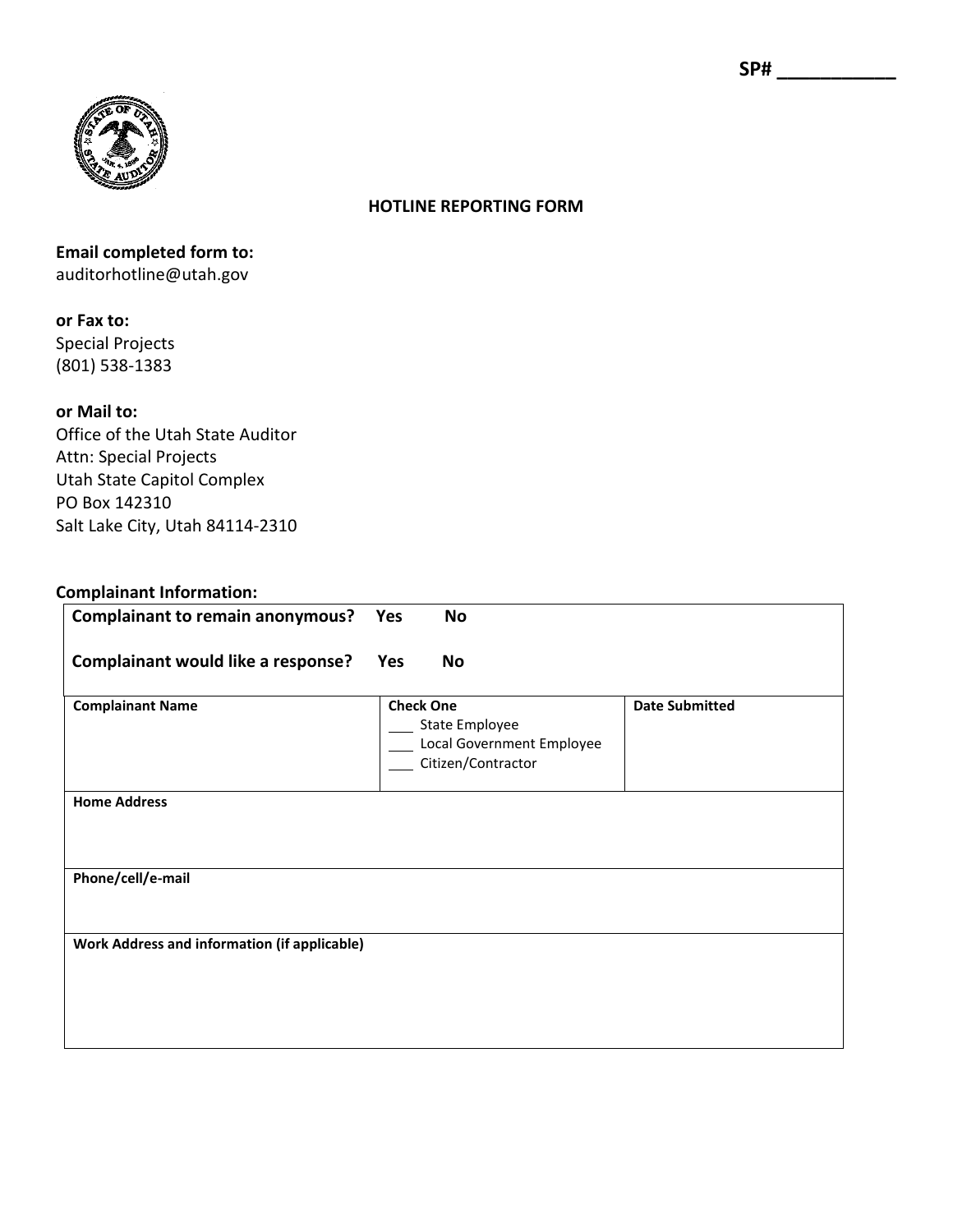SP# __________

**HOTLINE REPORTING FORM**

**Email completed form to:**
auditorhotline@utah.gov

**or Fax to:**
Special Projects
(801) 538-1383

**or Mail to:**
Office of the Utah State Auditor
Attn: Special Projects
Utah State Capitol Complex
PO Box 142310
Salt Lake City, Utah 84114-2310

**Complainant Information:**

| **Complainant to remain anonymous?** Yes No<br><br>**Complainant would like a response?** Yes No | | |
|---|---|---|
| **Complainant Name** | **Check One**<br>___ State Employee<br>___ Local Government Employee<br>___ Citizen/Contractor | **Date Submitted** |
| **Home Address** | | |
| **Phone/cell/e-mail** | | |
| **Work Address and information (if applicable)** | | |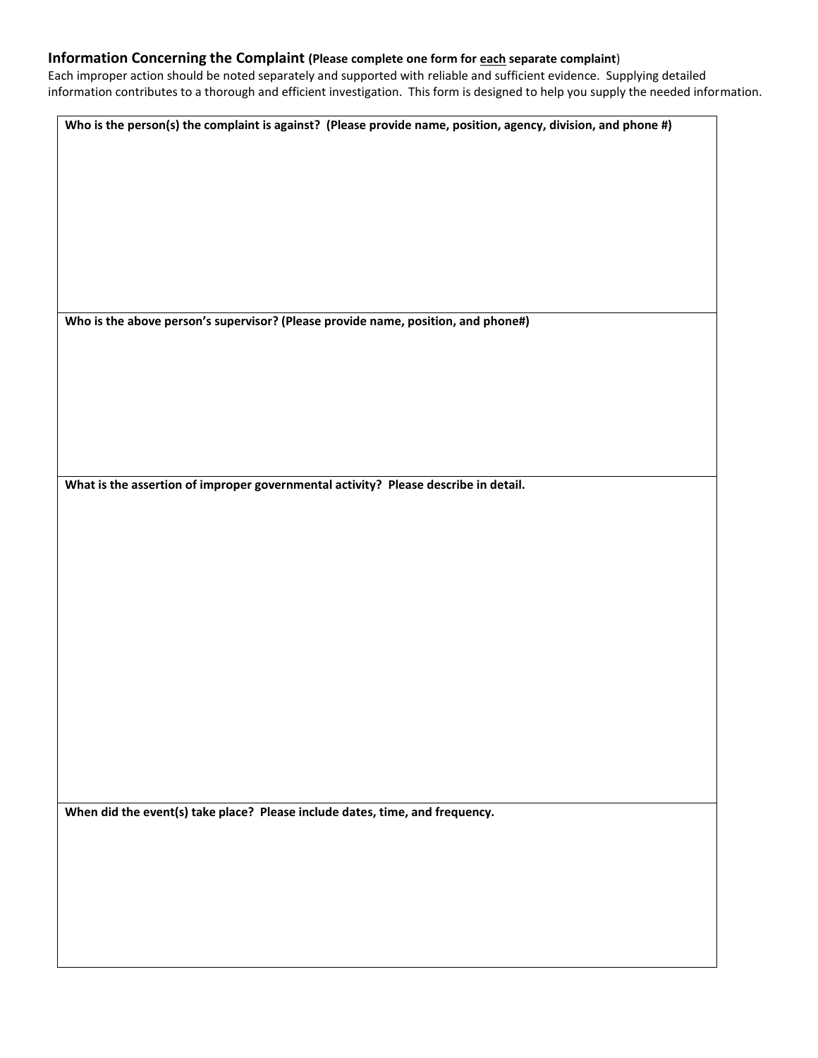### Information Concerning the Complaint **(Please complete one form for <u>each</u> separate complaint)**

Each improper action should be noted separately and supported with reliable and sufficient evidence. Supplying detailed information contributes to a thorough and efficient investigation. This form is designed to help you supply the needed information.

| **Who is the person(s) the complaint is against? (Please provide name, position, agency, division, and phone #)** |
| --- |
| |
| **Who is the above person's supervisor? (Please provide name, position, and phone#)** |
| |
| **What is the assertion of improper governmental activity? Please describe in detail.** |
| |
| **When did the event(s) take place? Please include dates, time, and frequency.** |
| |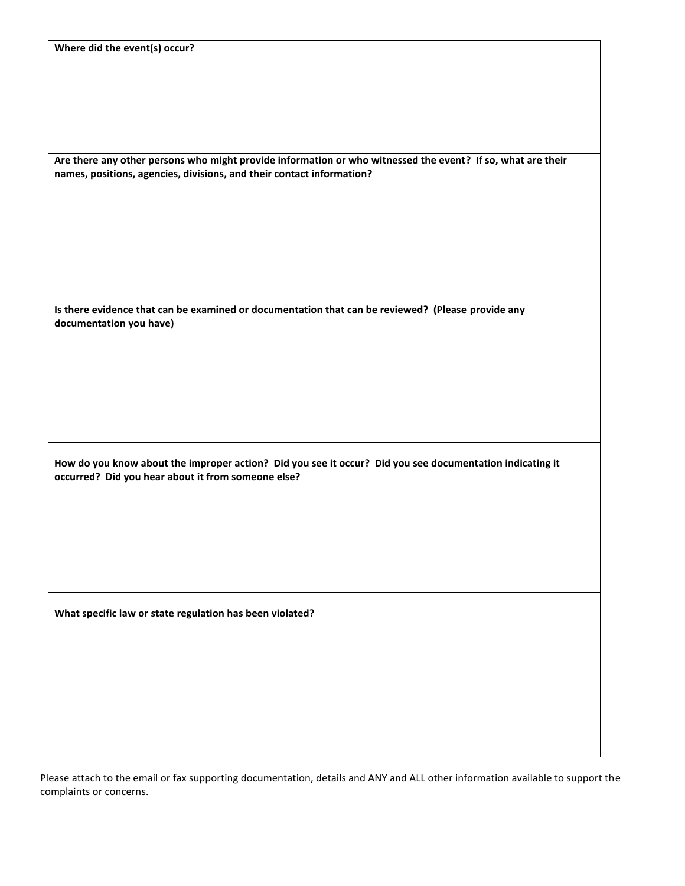| |
|---|
| **Where did the event(s) occur?** |
| **Are there any other persons who might provide information or who witnessed the event? If so, what are their names, positions, agencies, divisions, and their contact information?** |
| **Is there evidence that can be examined or documentation that can be reviewed? (Please provide any documentation you have)** |
| **How do you know about the improper action? Did you see it occur? Did you see documentation indicating it occurred? Did you hear about it from someone else?** |
| **What specific law or state regulation has been violated?** |

Please attach to the email or fax supporting documentation, details and ANY and ALL other information available to support the complaints or concerns.